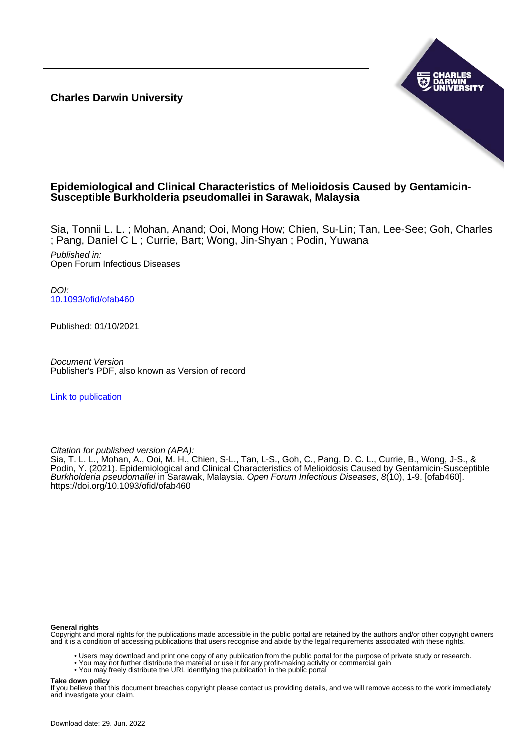**Charles Darwin University**

# Epidemiological and Clinical Characteristics of Melioidosis Caused by Gentamicin-Susceptible Burkholderia pseudomallei in Sarawak, Malaysia

Sia, Tonnii L. L. ; Mohan, Anand; Ooi, Mong How; Chien, Su-Lin; Tan, Lee-See; Goh, Charles ; Pang, Daniel C L ; Currie, Bart; Wong, Jin-Shyan ; Podin, Yuwana

*Published in:*
Open Forum Infectious Diseases

*DOI:*
10.1093/ofid/ofab460

Published: 01/10/2021

*Document Version*
Publisher's PDF, also known as Version of record

Link to publication

*Citation for published version (APA):*
Sia, T. L. L., Mohan, A., Ooi, M. H., Chien, S-L., Tan, L-S., Goh, C., Pang, D. C. L., Currie, B., Wong, J-S., & Podin, Y. (2021). Epidemiological and Clinical Characteristics of Melioidosis Caused by Gentamicin-Susceptible *Burkholderia pseudomallei* in Sarawak, Malaysia. *Open Forum Infectious Diseases*, *8*(10), 1-9. [ofab460]. https://doi.org/10.1093/ofid/ofab460

**General rights**
Copyright and moral rights for the publications made accessible in the public portal are retained by the authors and/or other copyright owners and it is a condition of accessing publications that users recognise and abide by the legal requirements associated with these rights.

- Users may download and print one copy of any publication from the public portal for the purpose of private study or research.
- You may not further distribute the material or use it for any profit-making activity or commercial gain
- You may freely distribute the URL identifying the publication in the public portal

**Take down policy**
If you believe that this document breaches copyright please contact us providing details, and we will remove access to the work immediately and investigate your claim.

Download date: 29. Jun. 2022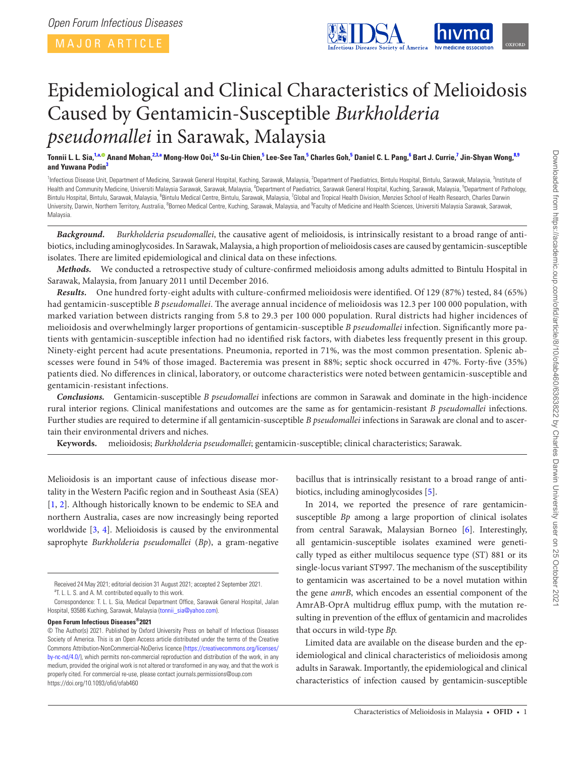# Epidemiological and Clinical Characteristics of Melioidosis Caused by Gentamicin-Susceptible *Burkholderia pseudomallei* in Sarawak, Malaysia

**Tonnii L. L. Sia,[1,a] Anand Mohan,[2,3,a] Mong-How Ooi,[3,4] Su-Lin Chien,[5] Lee-See Tan,[5] Charles Goh,[5] Daniel C. L. Pang,[6] Bart J. Currie,[7] Jin-Shyan Wong,[8,9] and Yuwana Podin[3]**

[1]Infectious Disease Unit, Department of Medicine, Sarawak General Hospital, Kuching, Sarawak, Malaysia, [2]Department of Paediatrics, Bintulu Hospital, Bintulu, Sarawak, Malaysia, [3]Institute of Health and Community Medicine, Universiti Malaysia Sarawak, Sarawak, Malaysia, [4]Department of Paediatrics, Sarawak General Hospital, Kuching, Sarawak, Malaysia, [5]Department of Pathology, Bintulu Hospital, Bintulu, Sarawak, Malaysia, [6]Bintulu Medical Centre, Bintulu, Sarawak, Malaysia, [7]Global and Tropical Health Division, Menzies School of Health Research, Charles Darwin University, Darwin, Northern Territory, Australia, [8]Borneo Medical Centre, Kuching, Sarawak, Malaysia, and [9]Faculty of Medicine and Health Sciences, Universiti Malaysia Sarawak, Sarawak, Malaysia.

***Background.*** *Burkholderia pseudomallei*, the causative agent of melioidosis, is intrinsically resistant to a broad range of antibiotics, including aminoglycosides. In Sarawak, Malaysia, a high proportion of melioidosis cases are caused by gentamicin-susceptible isolates. There are limited epidemiological and clinical data on these infections.

***Methods.*** We conducted a retrospective study of culture-confirmed melioidosis among adults admitted to Bintulu Hospital in Sarawak, Malaysia, from January 2011 until December 2016.

***Results.*** One hundred forty-eight adults with culture-confirmed melioidosis were identified. Of 129 (87%) tested, 84 (65%) had gentamicin-susceptible *B pseudomallei*. The average annual incidence of melioidosis was 12.3 per 100 000 population, with marked variation between districts ranging from 5.8 to 29.3 per 100 000 population. Rural districts had higher incidences of melioidosis and overwhelmingly larger proportions of gentamicin-susceptible *B pseudomallei* infection. Significantly more patients with gentamicin-susceptible infection had no identified risk factors, with diabetes less frequently present in this group. Ninety-eight percent had acute presentations. Pneumonia, reported in 71%, was the most common presentation. Splenic abscesses were found in 54% of those imaged. Bacteremia was present in 88%; septic shock occurred in 47%. Forty-five (35%) patients died. No differences in clinical, laboratory, or outcome characteristics were noted between gentamicin-susceptible and gentamicin-resistant infections.

***Conclusions.*** Gentamicin-susceptible *B pseudomallei* infections are common in Sarawak and dominate in the high-incidence rural interior regions. Clinical manifestations and outcomes are the same as for gentamicin-resistant *B pseudomallei* infections. Further studies are required to determine if all gentamicin-susceptible *B pseudomallei* infections in Sarawak are clonal and to ascertain their environmental drivers and niches.

**Keywords.** melioidosis; *Burkholderia pseudomallei*; gentamicin-susceptible; clinical characteristics; Sarawak.

Melioidosis is an important cause of infectious disease mortality in the Western Pacific region and in Southeast Asia (SEA) [1, 2]. Although historically known to be endemic to SEA and northern Australia, cases are now increasingly being reported worldwide [3, 4]. Melioidosis is caused by the environmental saprophyte *Burkholderia pseudomallei* (*Bp*), a gram-negative bacillus that is intrinsically resistant to a broad range of antibiotics, including aminoglycosides [5].

In 2014, we reported the presence of rare gentamicin-susceptible *Bp* among a large proportion of clinical isolates from central Sarawak, Malaysian Borneo [6]. Interestingly, all gentamicin-susceptible isolates examined were genetically typed as either multilocus sequence type (ST) 881 or its single-locus variant ST997. The mechanism of the susceptibility to gentamicin was ascertained to be a novel mutation within the gene *amrB*, which encodes an essential component of the AmrAB-OprA multidrug efflux pump, with the mutation resulting in prevention of the efflux of gentamicin and macrolides that occurs in wild-type *Bp*.

Limited data are available on the disease burden and the epidemiological and clinical characteristics of melioidosis among adults in Sarawak. Importantly, the epidemiological and clinical characteristics of infection caused by gentamicin-susceptible

Received 24 May 2021; editorial decision 31 August 2021; accepted 2 September 2021.
[a]T. L. L. S. and A. M. contributed equally to this work.
Correspondence: T. L. L. Sia, Medical Department Office, Sarawak General Hospital, Jalan Hospital, 93586 Kuching, Sarawak, Malaysia (tonnii_sia@yahoo.com).

**Open Forum Infectious Diseases®2021**
© The Author(s) 2021. Published by Oxford University Press on behalf of Infectious Diseases Society of America. This is an Open Access article distributed under the terms of the Creative Commons Attribution-NonCommercial-NoDerivs licence (https://creativecommons.org/licenses/by-nc-nd/4.0/), which permits non-commercial reproduction and distribution of the work, in any medium, provided the original work is not altered or transformed in any way, and that the work is properly cited. For commercial re-use, please contact journals.permissions@oup.com
https://doi.org/10.1093/ofid/ofab460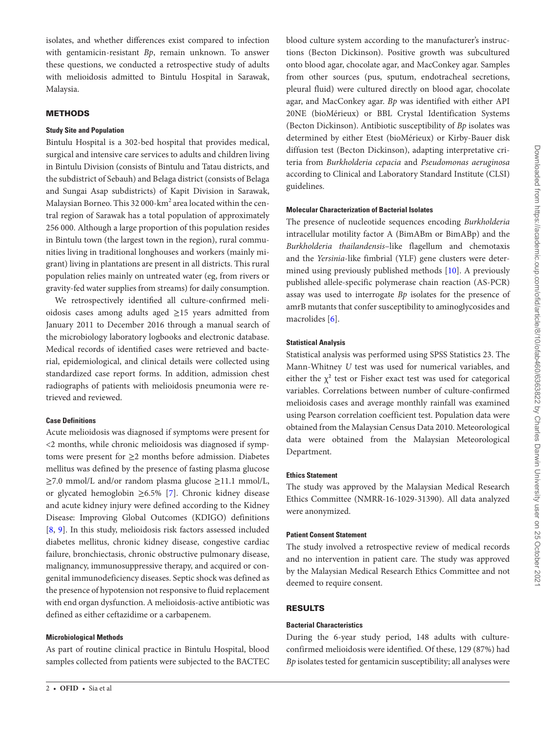isolates, and whether differences exist compared to infection with gentamicin-resistant *Bp*, remain unknown. To answer these questions, we conducted a retrospective study of adults with melioidosis admitted to Bintulu Hospital in Sarawak, Malaysia.

## METHODS

### Study Site and Population

Bintulu Hospital is a 302-bed hospital that provides medical, surgical and intensive care services to adults and children living in Bintulu Division (consists of Bintulu and Tatau districts, and the subdistrict of Sebauh) and Belaga district (consists of Belaga and Sungai Asap subdistricts) of Kapit Division in Sarawak, Malaysian Borneo. This 32 000-$km^2$ area located within the central region of Sarawak has a total population of approximately 256 000. Although a large proportion of this population resides in Bintulu town (the largest town in the region), rural communities living in traditional longhouses and workers (mainly migrant) living in plantations are present in all districts. This rural population relies mainly on untreated water (eg, from rivers or gravity-fed water supplies from streams) for daily consumption.

We retrospectively identified all culture-confirmed melioidosis cases among adults aged ≥15 years admitted from January 2011 to December 2016 through a manual search of the microbiology laboratory logbooks and electronic database. Medical records of identified cases were retrieved and bacterial, epidemiological, and clinical details were collected using standardized case report forms. In addition, admission chest radiographs of patients with melioidosis pneumonia were retrieved and reviewed.

### Case Definitions

Acute melioidosis was diagnosed if symptoms were present for <2 months, while chronic melioidosis was diagnosed if symptoms were present for ≥2 months before admission. Diabetes mellitus was defined by the presence of fasting plasma glucose ≥7.0 mmol/L and/or random plasma glucose ≥11.1 mmol/L, or glycated hemoglobin ≥6.5% [7]. Chronic kidney disease and acute kidney injury were defined according to the Kidney Disease: Improving Global Outcomes (KDIGO) definitions [8, 9]. In this study, melioidosis risk factors assessed included diabetes mellitus, chronic kidney disease, congestive cardiac failure, bronchiectasis, chronic obstructive pulmonary disease, malignancy, immunosuppressive therapy, and acquired or congenital immunodeficiency diseases. Septic shock was defined as the presence of hypotension not responsive to fluid replacement with end organ dysfunction. A melioidosis-active antibiotic was defined as either ceftazidime or a carbapenem.

### Microbiological Methods

As part of routine clinical practice in Bintulu Hospital, blood samples collected from patients were subjected to the BACTEC blood culture system according to the manufacturer's instructions (Becton Dickinson). Positive growth was subcultured onto blood agar, chocolate agar, and MacConkey agar. Samples from other sources (pus, sputum, endotracheal secretions, pleural fluid) were cultured directly on blood agar, chocolate agar, and MacConkey agar. *Bp* was identified with either API 20NE (bioMérieux) or BBL Crystal Identification Systems (Becton Dickinson). Antibiotic susceptibility of *Bp* isolates was determined by either Etest (bioMérieux) or Kirby-Bauer disk diffusion test (Becton Dickinson), adapting interpretative criteria from *Burkholderia cepacia* and *Pseudomonas aeruginosa* according to Clinical and Laboratory Standard Institute (CLSI) guidelines.

### Molecular Characterization of Bacterial Isolates

The presence of nucleotide sequences encoding *Burkholderia* intracellular motility factor A (BimABm or BimABp) and the *Burkholderia thailandensis*–like flagellum and chemotaxis and the *Yersinia*-like fimbrial (YLF) gene clusters were determined using previously published methods [10]. A previously published allele-specific polymerase chain reaction (AS-PCR) assay was used to interrogate *Bp* isolates for the presence of amrB mutants that confer susceptibility to aminoglycosides and macrolides [6].

### Statistical Analysis

Statistical analysis was performed using SPSS Statistics 23. The Mann-Whitney *U* test was used for numerical variables, and either the $\chi^2$ test or Fisher exact test was used for categorical variables. Correlations between number of culture-confirmed melioidosis cases and average monthly rainfall was examined using Pearson correlation coefficient test. Population data were obtained from the Malaysian Census Data 2010. Meteorological data were obtained from the Malaysian Meteorological Department.

### Ethics Statement

The study was approved by the Malaysian Medical Research Ethics Committee (NMRR-16-1029-31390). All data analyzed were anonymized.

### Patient Consent Statement

The study involved a retrospective review of medical records and no intervention in patient care. The study was approved by the Malaysian Medical Research Ethics Committee and not deemed to require consent.

## RESULTS

### Bacterial Characteristics

During the 6-year study period, 148 adults with culture-confirmed melioidosis were identified. Of these, 129 (87%) had *Bp* isolates tested for gentamicin susceptibility; all analyses were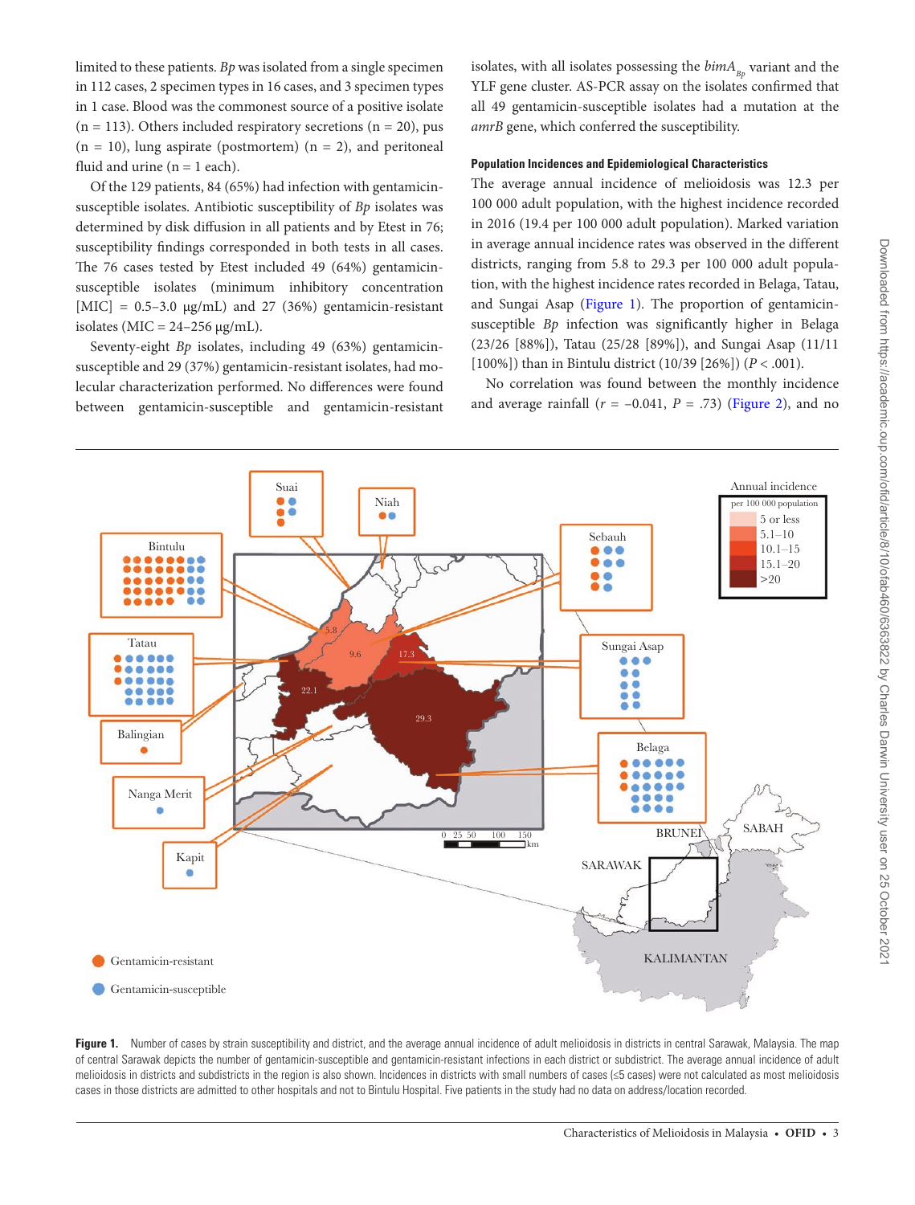limited to these patients. *Bp* was isolated from a single specimen in 112 cases, 2 specimen types in 16 cases, and 3 specimen types in 1 case. Blood was the commonest source of a positive isolate (n = 113). Others included respiratory secretions (n = 20), pus (n = 10), lung aspirate (postmortem) (n = 2), and peritoneal fluid and urine (n = 1 each).

Of the 129 patients, 84 (65%) had infection with gentamicin-susceptible isolates. Antibiotic susceptibility of *Bp* isolates was determined by disk diffusion in all patients and by Etest in 76; susceptibility findings corresponded in both tests in all cases. The 76 cases tested by Etest included 49 (64%) gentamicin-susceptible isolates (minimum inhibitory concentration [MIC] = 0.5–3.0 μg/mL) and 27 (36%) gentamicin-resistant isolates (MIC = 24–256 μg/mL).

Seventy-eight *Bp* isolates, including 49 (63%) gentamicin-susceptible and 29 (37%) gentamicin-resistant isolates, had molecular characterization performed. No differences were found between gentamicin-susceptible and gentamicin-resistant isolates, with all isolates possessing the $bimA_{Bp}$ variant and the YLF gene cluster. AS-PCR assay on the isolates confirmed that all 49 gentamicin-susceptible isolates had a mutation at the *amrB* gene, which conferred the susceptibility.

#### Population Incidences and Epidemiological Characteristics

The average annual incidence of melioidosis was 12.3 per 100 000 adult population, with the highest incidence recorded in 2016 (19.4 per 100 000 adult population). Marked variation in average annual incidence rates was observed in the different districts, ranging from 5.8 to 29.3 per 100 000 adult population, with the highest incidence rates recorded in Belaga, Tatau, and Sungai Asap (Figure 1). The proportion of gentamicin-susceptible *Bp* infection was significantly higher in Belaga (23/26 [88%]), Tatau (25/28 [89%]), and Sungai Asap (11/11 [100%]) than in Bintulu district (10/39 [26%]) ($P < .001$).

No correlation was found between the monthly incidence and average rainfall ($r = -0.041$, $P = .73$) (Figure 2), and no

**Figure 1.** Number of cases by strain susceptibility and district, and the average annual incidence of adult melioidosis in districts in central Sarawak, Malaysia. The map of central Sarawak depicts the number of gentamicin-susceptible and gentamicin-resistant infections in each district or subdistrict. The average annual incidence of adult melioidosis in districts and subdistricts in the region is also shown. Incidences in districts with small numbers of cases (≤5 cases) were not calculated as most melioidosis cases in those districts are admitted to other hospitals and not to Bintulu Hospital. Five patients in the study had no data on address/location recorded.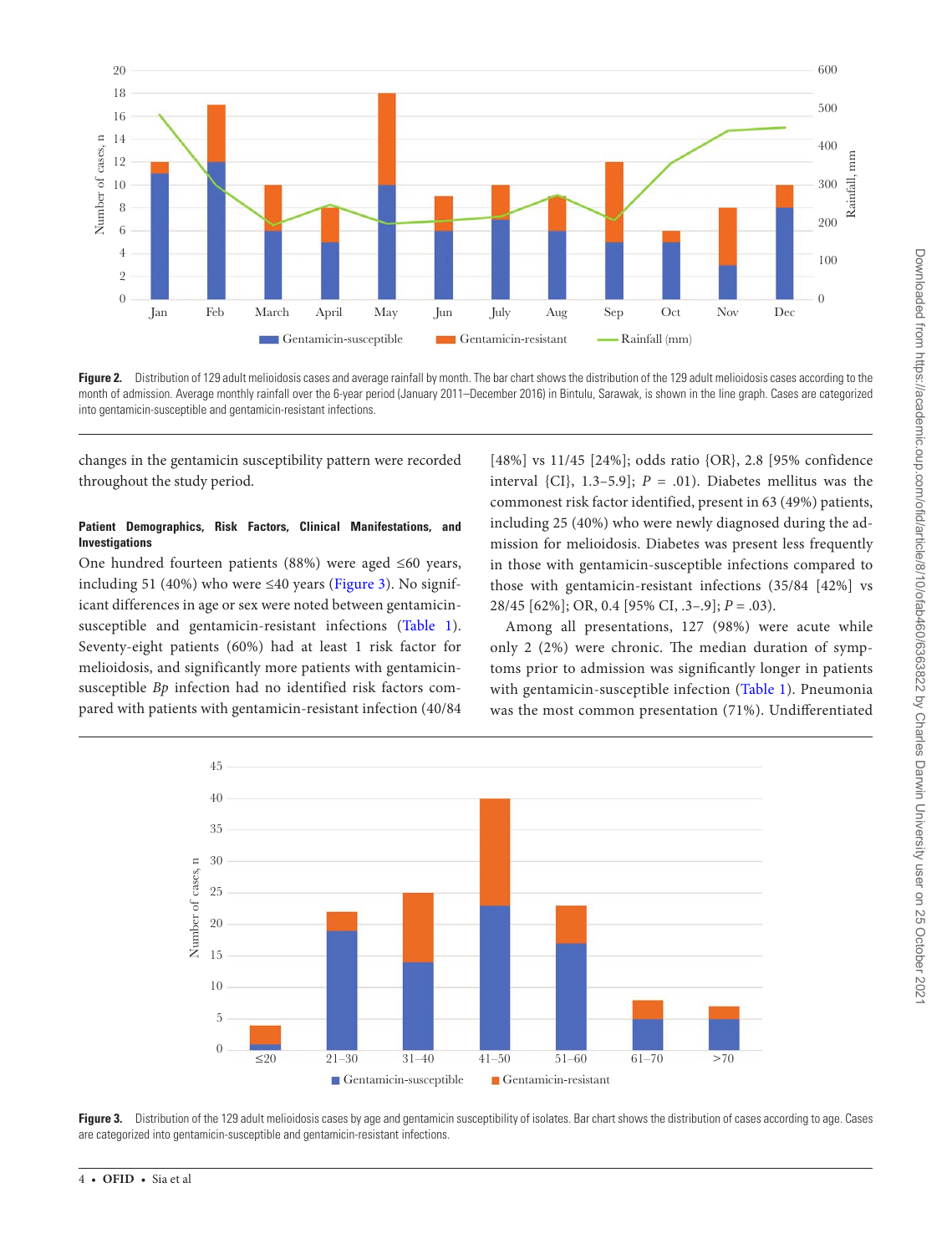Figure 2. Distribution of 129 adult melioidosis cases and average rainfall by month. The bar chart shows the distribution of the 129 adult melioidosis cases according to the month of admission. Average monthly rainfall over the 6-year period (January 2011–December 2016) in Bintulu, Sarawak, is shown in the line graph. Cases are categorized into gentamicin-susceptible and gentamicin-resistant infections.

changes in the gentamicin susceptibility pattern were recorded throughout the study period.

#### Patient Demographics, Risk Factors, Clinical Manifestations, and Investigations

One hundred fourteen patients (88%) were aged ≤60 years, including 51 (40%) who were ≤40 years (Figure 3). No significant differences in age or sex were noted between gentamicin-susceptible and gentamicin-resistant infections (Table 1). Seventy-eight patients (60%) had at least 1 risk factor for melioidosis, and significantly more patients with gentamicin-susceptible *Bp* infection had no identified risk factors compared with patients with gentamicin-resistant infection (40/84 [48%] vs 11/45 [24%]; odds ratio {OR}, 2.8 [95% confidence interval {CI}, 1.3–5.9]; $P$ = .01). Diabetes mellitus was the commonest risk factor identified, present in 63 (49%) patients, including 25 (40%) who were newly diagnosed during the admission for melioidosis. Diabetes was present less frequently in those with gentamicin-susceptible infections compared to those with gentamicin-resistant infections (35/84 [42%] vs 28/45 [62%]; OR, 0.4 [95% CI, .3–.9]; $P$ = .03).

Among all presentations, 127 (98%) were acute while only 2 (2%) were chronic. The median duration of symptoms prior to admission was significantly longer in patients with gentamicin-susceptible infection (Table 1). Pneumonia was the most common presentation (71%). Undifferentiated

Figure 3. Distribution of the 129 adult melioidosis cases by age and gentamicin susceptibility of isolates. Bar chart shows the distribution of cases according to age. Cases are categorized into gentamicin-susceptible and gentamicin-resistant infections.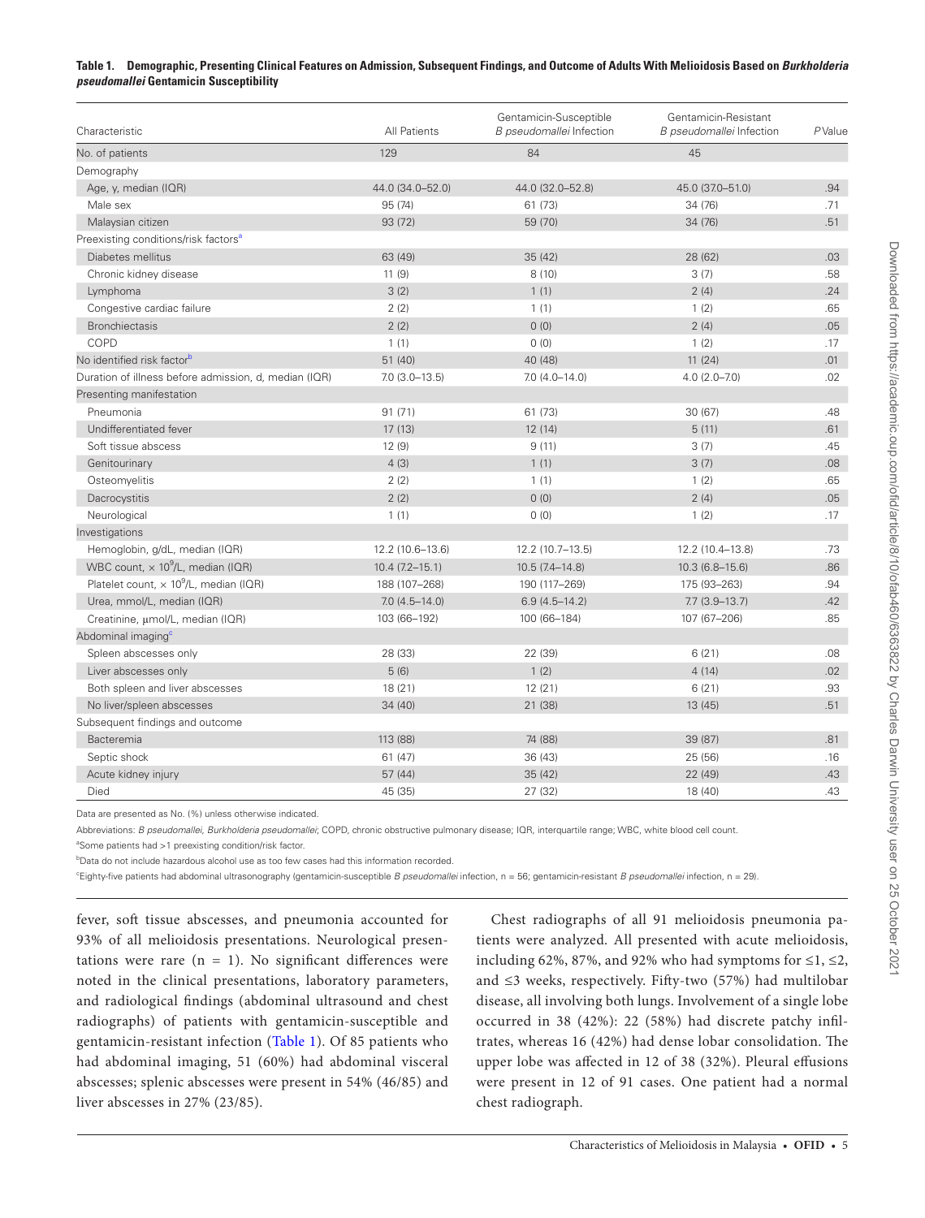**Table 1. Demographic, Presenting Clinical Features on Admission, Subsequent Findings, and Outcome of Adults With Melioidosis Based on *Burkholderia pseudomallei* Gentamicin Susceptibility**

| Characteristic | All Patients | Gentamicin-Susceptible *B pseudomallei* Infection | Gentamicin-Resistant *B pseudomallei* Infection | *P* Value |
|---|---|---|---|---|
| No. of patients | 129 | 84 | 45 | |
| Demography | | | | |
| Age, y, median (IQR) | 44.0 (34.0–52.0) | 44.0 (32.0–52.8) | 45.0 (37.0–51.0) | .94 |
| Male sex | 95 (74) | 61 (73) | 34 (76) | .71 |
| Malaysian citizen | 93 (72) | 59 (70) | 34 (76) | .51 |
| Preexisting conditions/risk factors[a] | | | | |
| Diabetes mellitus | 63 (49) | 35 (42) | 28 (62) | .03 |
| Chronic kidney disease | 11 (9) | 8 (10) | 3 (7) | .58 |
| Lymphoma | 3 (2) | 1 (1) | 2 (4) | .24 |
| Congestive cardiac failure | 2 (2) | 1 (1) | 1 (2) | .65 |
| Bronchiectasis | 2 (2) | 0 (0) | 2 (4) | .05 |
| COPD | 1 (1) | 0 (0) | 1 (2) | .17 |
| No identified risk factor[b] | 51 (40) | 40 (48) | 11 (24) | .01 |
| Duration of illness before admission, d, median (IQR) | 7.0 (3.0–13.5) | 7.0 (4.0–14.0) | 4.0 (2.0–7.0) | .02 |
| Presenting manifestation | | | | |
| Pneumonia | 91 (71) | 61 (73) | 30 (67) | .48 |
| Undifferentiated fever | 17 (13) | 12 (14) | 5 (11) | .61 |
| Soft tissue abscess | 12 (9) | 9 (11) | 3 (7) | .45 |
| Genitourinary | 4 (3) | 1 (1) | 3 (7) | .08 |
| Osteomyelitis | 2 (2) | 1 (1) | 1 (2) | .65 |
| Dacrocystitis | 2 (2) | 0 (0) | 2 (4) | .05 |
| Neurological | 1 (1) | 0 (0) | 1 (2) | .17 |
| Investigations | | | | |
| Hemoglobin, g/dL, median (IQR) | 12.2 (10.6–13.6) | 12.2 (10.7–13.5) | 12.2 (10.4–13.8) | .73 |
| WBC count, × $10^9$/L, median (IQR) | 10.4 (7.2–15.1) | 10.5 (7.4–14.8) | 10.3 (6.8–15.6) | .86 |
| Platelet count, × $10^9$/L, median (IQR) | 188 (107–268) | 190 (117–269) | 175 (93–263) | .94 |
| Urea, mmol/L, median (IQR) | 7.0 (4.5–14.0) | 6.9 (4.5–14.2) | 7.7 (3.9–13.7) | .42 |
| Creatinine, μmol/L, median (IQR) | 103 (66–192) | 100 (66–184) | 107 (67–206) | .85 |
| Abdominal imaging[c] | | | | |
| Spleen abscesses only | 28 (33) | 22 (39) | 6 (21) | .08 |
| Liver abscesses only | 5 (6) | 1 (2) | 4 (14) | .02 |
| Both spleen and liver abscesses | 18 (21) | 12 (21) | 6 (21) | .93 |
| No liver/spleen abscesses | 34 (40) | 21 (38) | 13 (45) | .51 |
| Subsequent findings and outcome | | | | |
| Bacteremia | 113 (88) | 74 (88) | 39 (87) | .81 |
| Septic shock | 61 (47) | 36 (43) | 25 (56) | .16 |
| Acute kidney injury | 57 (44) | 35 (42) | 22 (49) | .43 |
| Died | 45 (35) | 27 (32) | 18 (40) | .43 |

Data are presented as No. (%) unless otherwise indicated.

Abbreviations: *B pseudomallei*, *Burkholderia pseudomallei*; COPD, chronic obstructive pulmonary disease; IQR, interquartile range; WBC, white blood cell count.

[a]Some patients had >1 preexisting condition/risk factor.

[b]Data do not include hazardous alcohol use as too few cases had this information recorded.

[c]Eighty-five patients had abdominal ultrasonography (gentamicin-susceptible *B pseudomallei* infection, n = 56; gentamicin-resistant *B pseudomallei* infection, n = 29).

fever, soft tissue abscesses, and pneumonia accounted for 93% of all melioidosis presentations. Neurological presentations were rare (n = 1). No significant differences were noted in the clinical presentations, laboratory parameters, and radiological findings (abdominal ultrasound and chest radiographs) of patients with gentamicin-susceptible and gentamicin-resistant infection (Table 1). Of 85 patients who had abdominal imaging, 51 (60%) had abdominal visceral abscesses; splenic abscesses were present in 54% (46/85) and liver abscesses in 27% (23/85).

Chest radiographs of all 91 melioidosis pneumonia patients were analyzed. All presented with acute melioidosis, including 62%, 87%, and 92% who had symptoms for ≤1, ≤2, and ≤3 weeks, respectively. Fifty-two (57%) had multilobar disease, all involving both lungs. Involvement of a single lobe occurred in 38 (42%): 22 (58%) had discrete patchy infiltrates, whereas 16 (42%) had dense lobar consolidation. The upper lobe was affected in 12 of 38 (32%). Pleural effusions were present in 12 of 91 cases. One patient had a normal chest radiograph.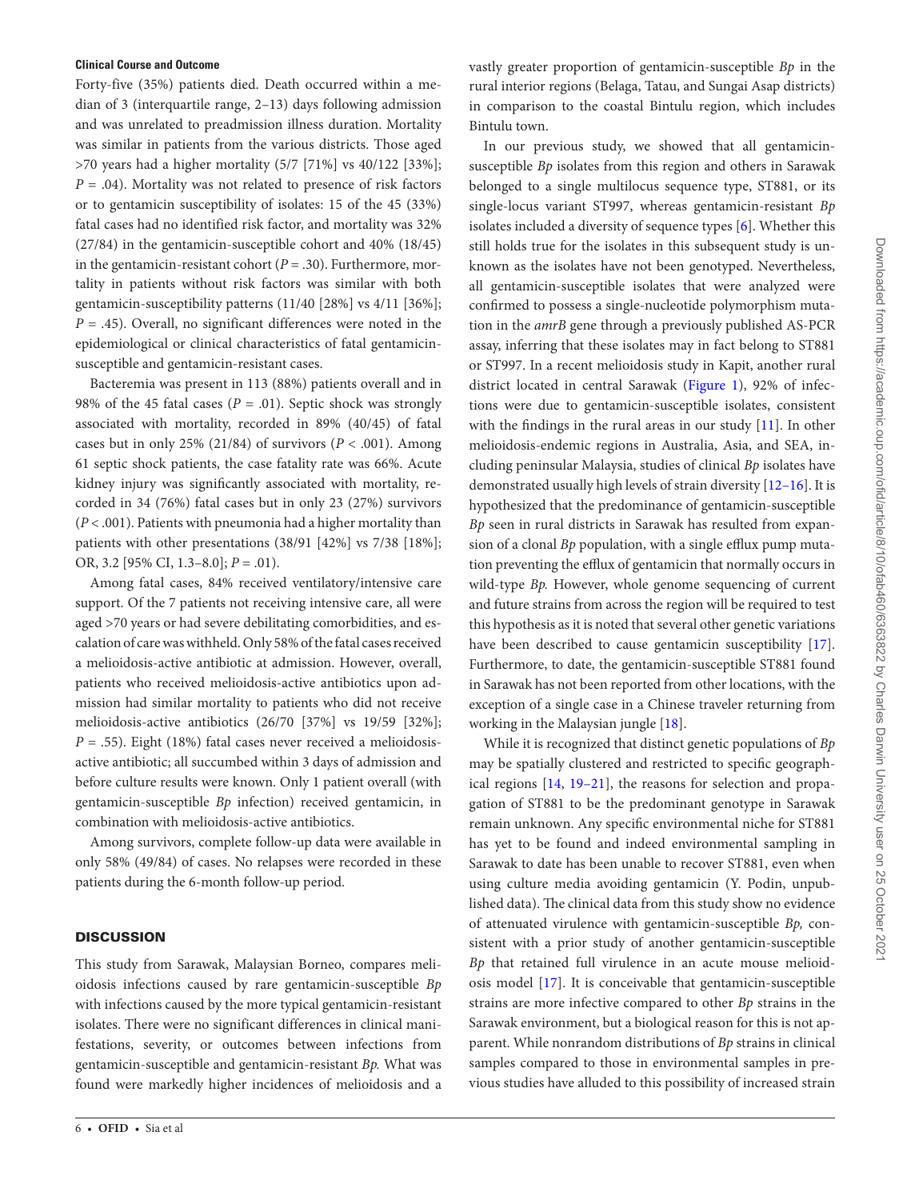### Clinical Course and Outcome

Forty-five (35%) patients died. Death occurred within a median of 3 (interquartile range, 2–13) days following admission and was unrelated to preadmission illness duration. Mortality was similar in patients from the various districts. Those aged >70 years had a higher mortality (5/7 [71%] vs 40/122 [33%]; *P* = .04). Mortality was not related to presence of risk factors or to gentamicin susceptibility of isolates: 15 of the 45 (33%) fatal cases had no identified risk factor, and mortality was 32% (27/84) in the gentamicin-susceptible cohort and 40% (18/45) in the gentamicin-resistant cohort (*P* = .30). Furthermore, mortality in patients without risk factors was similar with both gentamicin-susceptibility patterns (11/40 [28%] vs 4/11 [36%]; *P* = .45). Overall, no significant differences were noted in the epidemiological or clinical characteristics of fatal gentamicin-susceptible and gentamicin-resistant cases.

Bacteremia was present in 113 (88%) patients overall and in 98% of the 45 fatal cases (*P* = .01). Septic shock was strongly associated with mortality, recorded in 89% (40/45) of fatal cases but in only 25% (21/84) of survivors (*P* < .001). Among 61 septic shock patients, the case fatality rate was 66%. Acute kidney injury was significantly associated with mortality, recorded in 34 (76%) fatal cases but in only 23 (27%) survivors (*P* < .001). Patients with pneumonia had a higher mortality than patients with other presentations (38/91 [42%] vs 7/38 [18%]; OR, 3.2 [95% CI, 1.3–8.0]; *P* = .01).

Among fatal cases, 84% received ventilatory/intensive care support. Of the 7 patients not receiving intensive care, all were aged >70 years or had severe debilitating comorbidities, and escalation of care was withheld. Only 58% of the fatal cases received a melioidosis-active antibiotic at admission. However, overall, patients who received melioidosis-active antibiotics upon admission had similar mortality to patients who did not receive melioidosis-active antibiotics (26/70 [37%] vs 19/59 [32%]; *P* = .55). Eight (18%) fatal cases never received a melioidosis-active antibiotic; all succumbed within 3 days of admission and before culture results were known. Only 1 patient overall (with gentamicin-susceptible *Bp* infection) received gentamicin, in combination with melioidosis-active antibiotics.

Among survivors, complete follow-up data were available in only 58% (49/84) of cases. No relapses were recorded in these patients during the 6-month follow-up period.

## DISCUSSION

This study from Sarawak, Malaysian Borneo, compares melioidosis infections caused by rare gentamicin-susceptible *Bp* with infections caused by the more typical gentamicin-resistant isolates. There were no significant differences in clinical manifestations, severity, or outcomes between infections from gentamicin-susceptible and gentamicin-resistant *Bp*. What was found were markedly higher incidences of melioidosis and a vastly greater proportion of gentamicin-susceptible *Bp* in the rural interior regions (Belaga, Tatau, and Sungai Asap districts) in comparison to the coastal Bintulu region, which includes Bintulu town.

In our previous study, we showed that all gentamicin-susceptible *Bp* isolates from this region and others in Sarawak belonged to a single multilocus sequence type, ST881, or its single-locus variant ST997, whereas gentamicin-resistant *Bp* isolates included a diversity of sequence types [6]. Whether this still holds true for the isolates in this subsequent study is unknown as the isolates have not been genotyped. Nevertheless, all gentamicin-susceptible isolates that were analyzed were confirmed to possess a single-nucleotide polymorphism mutation in the *amrB* gene through a previously published AS-PCR assay, inferring that these isolates may in fact belong to ST881 or ST997. In a recent melioidosis study in Kapit, another rural district located in central Sarawak (Figure 1), 92% of infections were due to gentamicin-susceptible isolates, consistent with the findings in the rural areas in our study [11]. In other melioidosis-endemic regions in Australia, Asia, and SEA, including peninsular Malaysia, studies of clinical *Bp* isolates have demonstrated usually high levels of strain diversity [12–16]. It is hypothesized that the predominance of gentamicin-susceptible *Bp* seen in rural districts in Sarawak has resulted from expansion of a clonal *Bp* population, with a single efflux pump mutation preventing the efflux of gentamicin that normally occurs in wild-type *Bp*. However, whole genome sequencing of current and future strains from across the region will be required to test this hypothesis as it is noted that several other genetic variations have been described to cause gentamicin susceptibility [17]. Furthermore, to date, the gentamicin-susceptible ST881 found in Sarawak has not been reported from other locations, with the exception of a single case in a Chinese traveler returning from working in the Malaysian jungle [18].

While it is recognized that distinct genetic populations of *Bp* may be spatially clustered and restricted to specific geographical regions [14, 19–21], the reasons for selection and propagation of ST881 to be the predominant genotype in Sarawak remain unknown. Any specific environmental niche for ST881 has yet to be found and indeed environmental sampling in Sarawak to date has been unable to recover ST881, even when using culture media avoiding gentamicin (Y. Podin, unpublished data). The clinical data from this study show no evidence of attenuated virulence with gentamicin-susceptible *Bp*, consistent with a prior study of another gentamicin-susceptible *Bp* that retained full virulence in an acute mouse melioidosis model [17]. It is conceivable that gentamicin-susceptible strains are more infective compared to other *Bp* strains in the Sarawak environment, but a biological reason for this is not apparent. While nonrandom distributions of *Bp* strains in clinical samples compared to those in environmental samples in previous studies have alluded to this possibility of increased strain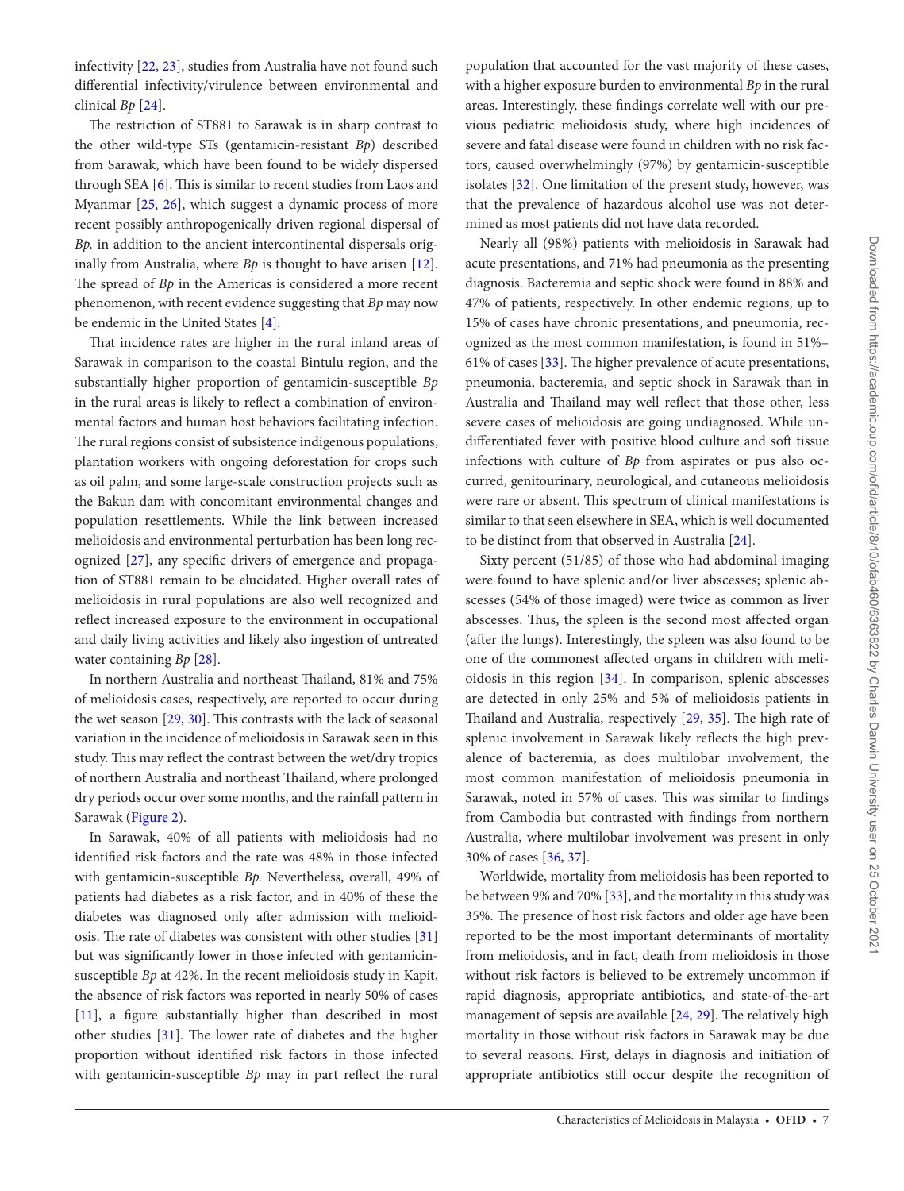infectivity [22, 23], studies from Australia have not found such differential infectivity/virulence between environmental and clinical *Bp* [24].

The restriction of ST881 to Sarawak is in sharp contrast to the other wild-type STs (gentamicin-resistant *Bp*) described from Sarawak, which have been found to be widely dispersed through SEA [6]. This is similar to recent studies from Laos and Myanmar [25, 26], which suggest a dynamic process of more recent possibly anthropogenically driven regional dispersal of *Bp,* in addition to the ancient intercontinental dispersals originally from Australia, where *Bp* is thought to have arisen [12]. The spread of *Bp* in the Americas is considered a more recent phenomenon, with recent evidence suggesting that *Bp* may now be endemic in the United States [4].

That incidence rates are higher in the rural inland areas of Sarawak in comparison to the coastal Bintulu region, and the substantially higher proportion of gentamicin-susceptible *Bp* in the rural areas is likely to reflect a combination of environmental factors and human host behaviors facilitating infection. The rural regions consist of subsistence indigenous populations, plantation workers with ongoing deforestation for crops such as oil palm, and some large-scale construction projects such as the Bakun dam with concomitant environmental changes and population resettlements. While the link between increased melioidosis and environmental perturbation has been long recognized [27], any specific drivers of emergence and propagation of ST881 remain to be elucidated. Higher overall rates of melioidosis in rural populations are also well recognized and reflect increased exposure to the environment in occupational and daily living activities and likely also ingestion of untreated water containing *Bp* [28].

In northern Australia and northeast Thailand, 81% and 75% of melioidosis cases, respectively, are reported to occur during the wet season [29, 30]. This contrasts with the lack of seasonal variation in the incidence of melioidosis in Sarawak seen in this study. This may reflect the contrast between the wet/dry tropics of northern Australia and northeast Thailand, where prolonged dry periods occur over some months, and the rainfall pattern in Sarawak (Figure 2).

In Sarawak, 40% of all patients with melioidosis had no identified risk factors and the rate was 48% in those infected with gentamicin-susceptible *Bp.* Nevertheless, overall, 49% of patients had diabetes as a risk factor, and in 40% of these the diabetes was diagnosed only after admission with melioidosis. The rate of diabetes was consistent with other studies [31] but was significantly lower in those infected with gentamicin-susceptible *Bp* at 42%. In the recent melioidosis study in Kapit, the absence of risk factors was reported in nearly 50% of cases [11], a figure substantially higher than described in most other studies [31]. The lower rate of diabetes and the higher proportion without identified risk factors in those infected with gentamicin-susceptible *Bp* may in part reflect the rural population that accounted for the vast majority of these cases, with a higher exposure burden to environmental *Bp* in the rural areas. Interestingly, these findings correlate well with our previous pediatric melioidosis study, where high incidences of severe and fatal disease were found in children with no risk factors, caused overwhelmingly (97%) by gentamicin-susceptible isolates [32]. One limitation of the present study, however, was that the prevalence of hazardous alcohol use was not determined as most patients did not have data recorded.

Nearly all (98%) patients with melioidosis in Sarawak had acute presentations, and 71% had pneumonia as the presenting diagnosis. Bacteremia and septic shock were found in 88% and 47% of patients, respectively. In other endemic regions, up to 15% of cases have chronic presentations, and pneumonia, recognized as the most common manifestation, is found in 51%–61% of cases [33]. The higher prevalence of acute presentations, pneumonia, bacteremia, and septic shock in Sarawak than in Australia and Thailand may well reflect that those other, less severe cases of melioidosis are going undiagnosed. While undifferentiated fever with positive blood culture and soft tissue infections with culture of *Bp* from aspirates or pus also occurred, genitourinary, neurological, and cutaneous melioidosis were rare or absent. This spectrum of clinical manifestations is similar to that seen elsewhere in SEA, which is well documented to be distinct from that observed in Australia [24].

Sixty percent (51/85) of those who had abdominal imaging were found to have splenic and/or liver abscesses; splenic abscesses (54% of those imaged) were twice as common as liver abscesses. Thus, the spleen is the second most affected organ (after the lungs). Interestingly, the spleen was also found to be one of the commonest affected organs in children with melioidosis in this region [34]. In comparison, splenic abscesses are detected in only 25% and 5% of melioidosis patients in Thailand and Australia, respectively [29, 35]. The high rate of splenic involvement in Sarawak likely reflects the high prevalence of bacteremia, as does multilobar involvement, the most common manifestation of melioidosis pneumonia in Sarawak, noted in 57% of cases. This was similar to findings from Cambodia but contrasted with findings from northern Australia, where multilobar involvement was present in only 30% of cases [36, 37].

Worldwide, mortality from melioidosis has been reported to be between 9% and 70% [33], and the mortality in this study was 35%. The presence of host risk factors and older age have been reported to be the most important determinants of mortality from melioidosis, and in fact, death from melioidosis in those without risk factors is believed to be extremely uncommon if rapid diagnosis, appropriate antibiotics, and state-of-the-art management of sepsis are available [24, 29]. The relatively high mortality in those without risk factors in Sarawak may be due to several reasons. First, delays in diagnosis and initiation of appropriate antibiotics still occur despite the recognition of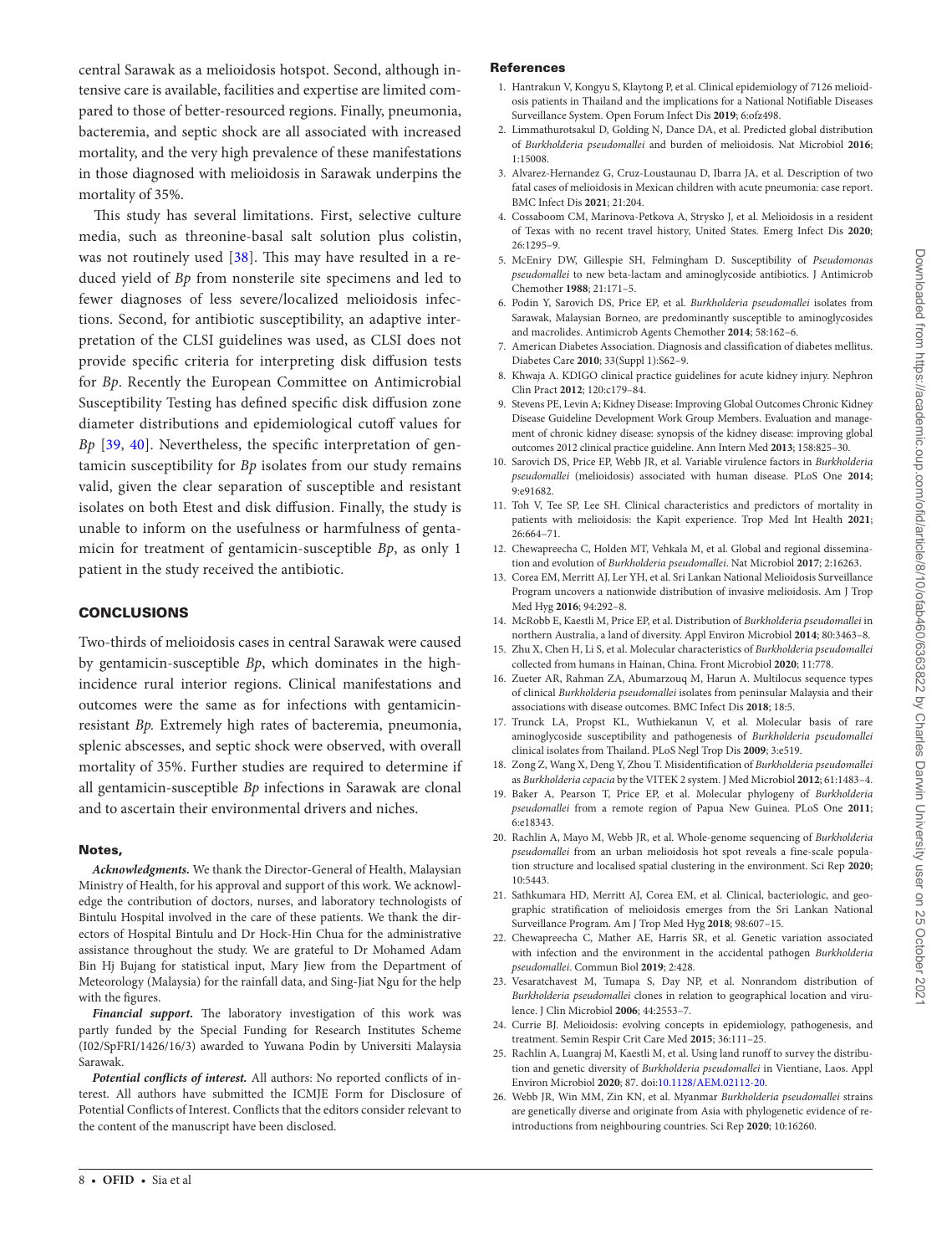central Sarawak as a melioidosis hotspot. Second, although intensive care is available, facilities and expertise are limited compared to those of better-resourced regions. Finally, pneumonia, bacteremia, and septic shock are all associated with increased mortality, and the very high prevalence of these manifestations in those diagnosed with melioidosis in Sarawak underpins the mortality of 35%.

This study has several limitations. First, selective culture media, such as threonine-basal salt solution plus colistin, was not routinely used [38]. This may have resulted in a reduced yield of *Bp* from nonsterile site specimens and led to fewer diagnoses of less severe/localized melioidosis infections. Second, for antibiotic susceptibility, an adaptive interpretation of the CLSI guidelines was used, as CLSI does not provide specific criteria for interpreting disk diffusion tests for *Bp*. Recently the European Committee on Antimicrobial Susceptibility Testing has defined specific disk diffusion zone diameter distributions and epidemiological cutoff values for *Bp* [39, 40]. Nevertheless, the specific interpretation of gentamicin susceptibility for *Bp* isolates from our study remains valid, given the clear separation of susceptible and resistant isolates on both Etest and disk diffusion. Finally, the study is unable to inform on the usefulness or harmfulness of gentamicin for treatment of gentamicin-susceptible *Bp*, as only 1 patient in the study received the antibiotic.

## CONCLUSIONS

Two-thirds of melioidosis cases in central Sarawak were caused by gentamicin-susceptible *Bp*, which dominates in the high-incidence rural interior regions. Clinical manifestations and outcomes were the same as for infections with gentamicin-resistant *Bp.* Extremely high rates of bacteremia, pneumonia, splenic abscesses, and septic shock were observed, with overall mortality of 35%. Further studies are required to determine if all gentamicin-susceptible *Bp* infections in Sarawak are clonal and to ascertain their environmental drivers and niches.

### Notes,

***Acknowledgments.*** We thank the Director-General of Health, Malaysian Ministry of Health, for his approval and support of this work. We acknowledge the contribution of doctors, nurses, and laboratory technologists of Bintulu Hospital involved in the care of these patients. We thank the directors of Hospital Bintulu and Dr Hock-Hin Chua for the administrative assistance throughout the study. We are grateful to Dr Mohamed Adam Bin Hj Bujang for statistical input, Mary Jiew from the Department of Meteorology (Malaysia) for the rainfall data, and Sing-Jiat Ngu for the help with the figures.

***Financial support.*** The laboratory investigation of this work was partly funded by the Special Funding for Research Institutes Scheme (I02/SpFRI/1426/16/3) awarded to Yuwana Podin by Universiti Malaysia Sarawak.

***Potential conflicts of interest.*** All authors: No reported conflicts of interest. All authors have submitted the ICMJE Form for Disclosure of Potential Conflicts of Interest. Conflicts that the editors consider relevant to the content of the manuscript have been disclosed.

### References

1. Hantrakun V, Kongyu S, Klaytong P, et al. Clinical epidemiology of 7126 melioidosis patients in Thailand and the implications for a National Notifiable Diseases Surveillance System. Open Forum Infect Dis **2019**; 6:ofz498.
2. Limmathurotsakul D, Golding N, Dance DA, et al. Predicted global distribution of *Burkholderia pseudomallei* and burden of melioidosis. Nat Microbiol **2016**; 1:15008.
3. Alvarez-Hernandez G, Cruz-Loustaunau D, Ibarra JA, et al. Description of two fatal cases of melioidosis in Mexican children with acute pneumonia: case report. BMC Infect Dis **2021**; 21:204.
4. Cossaboom CM, Marinova-Petkova A, Strysko J, et al. Melioidosis in a resident of Texas with no recent travel history, United States. Emerg Infect Dis **2020**; 26:1295–9.
5. McEniry DW, Gillespie SH, Felmingham D. Susceptibility of *Pseudomonas pseudomallei* to new beta-lactam and aminoglycoside antibiotics. J Antimicrob Chemother **1988**; 21:171–5.
6. Podin Y, Sarovich DS, Price EP, et al. *Burkholderia pseudomallei* isolates from Sarawak, Malaysian Borneo, are predominantly susceptible to aminoglycosides and macrolides. Antimicrob Agents Chemother **2014**; 58:162–6.
7. American Diabetes Association. Diagnosis and classification of diabetes mellitus. Diabetes Care **2010**; 33(Suppl 1):S62–9.
8. Khwaja A. KDIGO clinical practice guidelines for acute kidney injury. Nephron Clin Pract **2012**; 120:c179–84.
9. Stevens PE, Levin A; Kidney Disease: Improving Global Outcomes Chronic Kidney Disease Guideline Development Work Group Members. Evaluation and management of chronic kidney disease: synopsis of the kidney disease: improving global outcomes 2012 clinical practice guideline. Ann Intern Med **2013**; 158:825–30.
10. Sarovich DS, Price EP, Webb JR, et al. Variable virulence factors in *Burkholderia pseudomallei* (melioidosis) associated with human disease. PLoS One **2014**; 9:e91682.
11. Toh V, Tee SP, Lee SH. Clinical characteristics and predictors of mortality in patients with melioidosis: the Kapit experience. Trop Med Int Health **2021**; 26:664–71.
12. Chewapreecha C, Holden MT, Vehkala M, et al. Global and regional dissemination and evolution of *Burkholderia pseudomallei*. Nat Microbiol **2017**; 2:16263.
13. Corea EM, Merritt AJ, Ler YH, et al. Sri Lankan National Melioidosis Surveillance Program uncovers a nationwide distribution of invasive melioidosis. Am J Trop Med Hyg **2016**; 94:292–8.
14. McRobb E, Kaestli M, Price EP, et al. Distribution of *Burkholderia pseudomallei* in northern Australia, a land of diversity. Appl Environ Microbiol **2014**; 80:3463–8.
15. Zhu X, Chen H, Li S, et al. Molecular characteristics of *Burkholderia pseudomallei* collected from humans in Hainan, China. Front Microbiol **2020**; 11:778.
16. Zueter AR, Rahman ZA, Abumarzouq M, Harun A. Multilocus sequence types of clinical *Burkholderia pseudomallei* isolates from peninsular Malaysia and their associations with disease outcomes. BMC Infect Dis **2018**; 18:5.
17. Trunck LA, Propst KL, Wuthiekanun V, et al. Molecular basis of rare aminoglycoside susceptibility and pathogenesis of *Burkholderia pseudomallei* clinical isolates from Thailand. PLoS Negl Trop Dis **2009**; 3:e519.
18. Zong Z, Wang X, Deng Y, Zhou T. Misidentification of *Burkholderia pseudomallei* as *Burkholderia cepacia* by the VITEK 2 system. J Med Microbiol **2012**; 61:1483–4.
19. Baker A, Pearson T, Price EP, et al. Molecular phylogeny of *Burkholderia pseudomallei* from a remote region of Papua New Guinea. PLoS One **2011**; 6:e18343.
20. Rachlin A, Mayo M, Webb JR, et al. Whole-genome sequencing of *Burkholderia pseudomallei* from an urban melioidosis hot spot reveals a fine-scale population structure and localised spatial clustering in the environment. Sci Rep **2020**; 10:5443.
21. Sathkumara HD, Merritt AJ, Corea EM, et al. Clinical, bacteriologic, and geographic stratification of melioidosis emerges from the Sri Lankan National Surveillance Program. Am J Trop Med Hyg **2018**; 98:607–15.
22. Chewapreecha C, Mather AE, Harris SR, et al. Genetic variation associated with infection and the environment in the accidental pathogen *Burkholderia pseudomallei*. Commun Biol **2019**; 2:428.
23. Vesaratchavest M, Tumapa S, Day NP, et al. Nonrandom distribution of *Burkholderia pseudomallei* clones in relation to geographical location and virulence. J Clin Microbiol **2006**; 44:2553–7.
24. Currie BJ. Melioidosis: evolving concepts in epidemiology, pathogenesis, and treatment. Semin Respir Crit Care Med **2015**; 36:111–25.
25. Rachlin A, Luangraj M, Kaestli M, et al. Using land runoff to survey the distribution and genetic diversity of *Burkholderia pseudomallei* in Vientiane, Laos. Appl Environ Microbiol **2020**; 87. doi:10.1128/AEM.02112-20.
26. Webb JR, Win MM, Zin KN, et al. Myanmar *Burkholderia pseudomallei* strains are genetically diverse and originate from Asia with phylogenetic evidence of reintroductions from neighbouring countries. Sci Rep **2020**; 10:16260.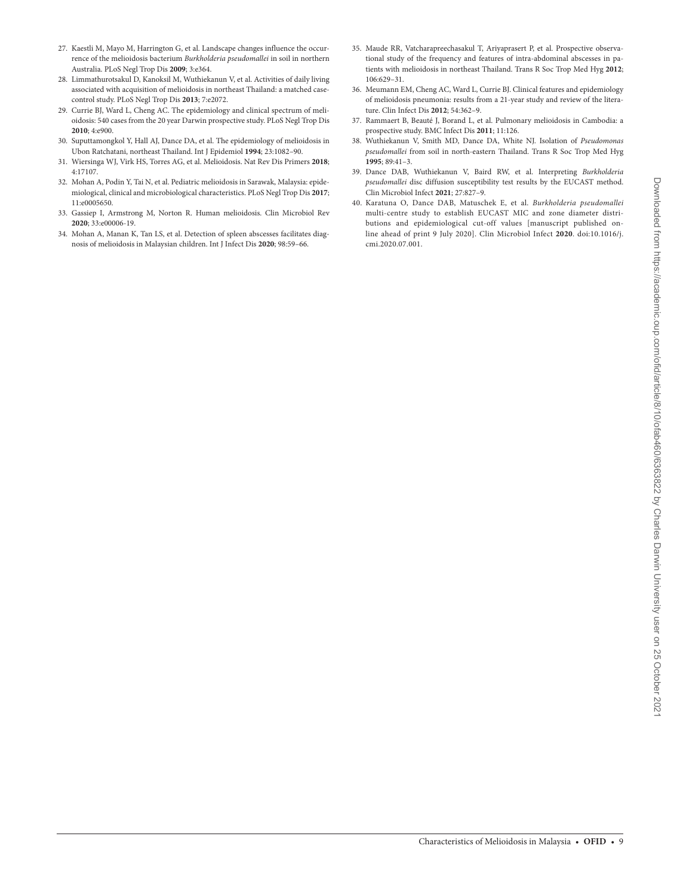27. Kaestli M, Mayo M, Harrington G, et al. Landscape changes influence the occurrence of the melioidosis bacterium *Burkholderia pseudomallei* in soil in northern Australia. PLoS Negl Trop Dis **2009**; 3:e364.
28. Limmathurotsakul D, Kanoksil M, Wuthiekanun V, et al. Activities of daily living associated with acquisition of melioidosis in northeast Thailand: a matched case-control study. PLoS Negl Trop Dis **2013**; 7:e2072.
29. Currie BJ, Ward L, Cheng AC. The epidemiology and clinical spectrum of melioidosis: 540 cases from the 20 year Darwin prospective study. PLoS Negl Trop Dis **2010**; 4:e900.
30. Suputtamongkol Y, Hall AJ, Dance DA, et al. The epidemiology of melioidosis in Ubon Ratchatani, northeast Thailand. Int J Epidemiol **1994**; 23:1082–90.
31. Wiersinga WJ, Virk HS, Torres AG, et al. Melioidosis. Nat Rev Dis Primers **2018**; 4:17107.
32. Mohan A, Podin Y, Tai N, et al. Pediatric melioidosis in Sarawak, Malaysia: epidemiological, clinical and microbiological characteristics. PLoS Negl Trop Dis **2017**; 11:e0005650.
33. Gassiep I, Armstrong M, Norton R. Human melioidosis. Clin Microbiol Rev **2020**; 33:e00006-19.
34. Mohan A, Manan K, Tan LS, et al. Detection of spleen abscesses facilitates diagnosis of melioidosis in Malaysian children. Int J Infect Dis **2020**; 98:59–66.
35. Maude RR, Vatcharapreechasakul T, Ariyaprasert P, et al. Prospective observational study of the frequency and features of intra-abdominal abscesses in patients with melioidosis in northeast Thailand. Trans R Soc Trop Med Hyg **2012**; 106:629–31.
36. Meumann EM, Cheng AC, Ward L, Currie BJ. Clinical features and epidemiology of melioidosis pneumonia: results from a 21-year study and review of the literature. Clin Infect Dis **2012**; 54:362–9.
37. Rammaert B, Beauté J, Borand L, et al. Pulmonary melioidosis in Cambodia: a prospective study. BMC Infect Dis **2011**; 11:126.
38. Wuthiekanun V, Smith MD, Dance DA, White NJ. Isolation of *Pseudomonas pseudomallei* from soil in north-eastern Thailand. Trans R Soc Trop Med Hyg **1995**; 89:41–3.
39. Dance DAB, Wuthiekanun V, Baird RW, et al. Interpreting *Burkholderia pseudomallei* disc diffusion susceptibility test results by the EUCAST method. Clin Microbiol Infect **2021**; 27:827–9.
40. Karatuna O, Dance DAB, Matuschek E, et al. *Burkholderia pseudomallei* multi-centre study to establish EUCAST MIC and zone diameter distributions and epidemiological cut-off values [manuscript published online ahead of print 9 July 2020]. Clin Microbiol Infect **2020**. doi:10.1016/j.cmi.2020.07.001.